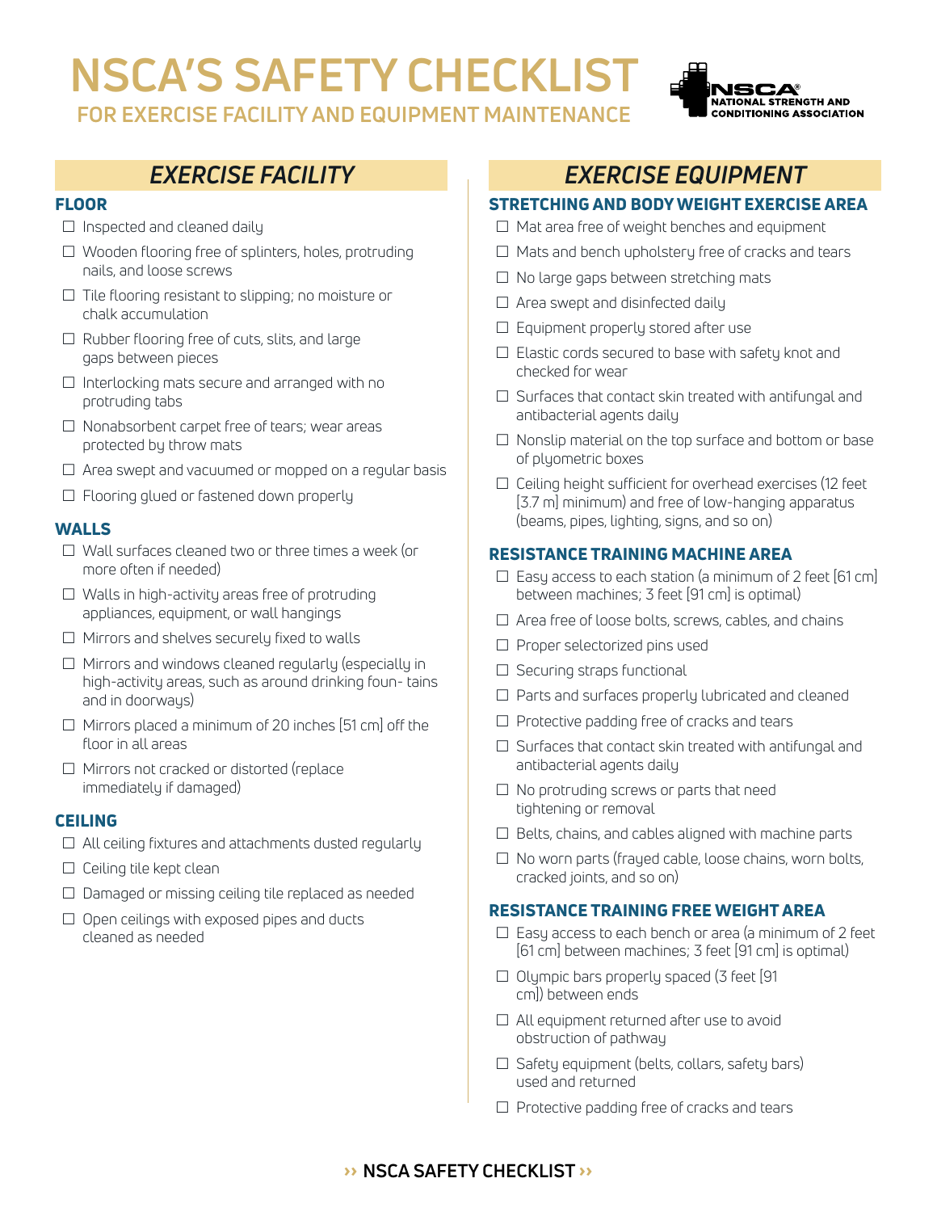# NSCA'S SAFETY CHECKLIST

## FOR EXERCISE FACILITY AND EQUIPMENT MAINTENANCE

## EXERCISE FACILITY

### FLOOR

- ☐ Inspected and cleaned daily
- ☐ Wooden flooring free of splinters, holes, protruding nails, and loose screws
- ☐ Tile flooring resistant to slipping; no moisture or chalk accumulation
- ☐ Rubber flooring free of cuts, slits, and large gaps between pieces
- ☐ Interlocking mats secure and arranged with no protruding tabs
- ☐ Nonabsorbent carpet free of tears; wear areas protected by throw mats
- ☐ Area swept and vacuumed or mopped on a regular basis
- ☐ Flooring glued or fastened down properly

### WALLS

- ☐ Wall surfaces cleaned two or three times a week (or more often if needed)
- ☐ Walls in high-activity areas free of protruding appliances, equipment, or wall hangings
- ☐ Mirrors and shelves securely fixed to walls
- ☐ Mirrors and windows cleaned regularly (especially in high-activity areas, such as around drinking foun- tains and in doorways)
- ☐ Mirrors placed a minimum of 20 inches [51 cm] off the floor in all areas
- ☐ Mirrors not cracked or distorted (replace immediately if damaged)

### CEILING

- ☐ All ceiling fixtures and attachments dusted regularly
- ☐ Ceiling tile kept clean
- ☐ Damaged or missing ceiling tile replaced as needed
- ☐ Open ceilings with exposed pipes and ducts cleaned as needed

## EXERCISE EQUIPMENT

### STRETCHING AND BODY WEIGHT EXERCISE AREA

- ☐ Mat area free of weight benches and equipment
- ☐ Mats and bench upholstery free of cracks and tears
- ☐ No large gaps between stretching mats
- ☐ Area swept and disinfected daily
- ☐ Equipment properly stored after use
- ☐ Elastic cords secured to base with safety knot and checked for wear
- ☐ Surfaces that contact skin treated with antifungal and antibacterial agents daily
- ☐ Nonslip material on the top surface and bottom or base of plyometric boxes
- ☐ Ceiling height sufficient for overhead exercises (12 feet [3.7 m] minimum) and free of low-hanging apparatus (beams, pipes, lighting, signs, and so on)

### RESISTANCE TRAINING MACHINE AREA

- ☐ Easy access to each station (a minimum of 2 feet [61 cm] between machines; 3 feet [91 cm] is optimal)
- ☐ Area free of loose bolts, screws, cables, and chains
- ☐ Proper selectorized pins used
- ☐ Securing straps functional
- ☐ Parts and surfaces properly lubricated and cleaned
- ☐ Protective padding free of cracks and tears
- ☐ Surfaces that contact skin treated with antifungal and antibacterial agents daily
- ☐ No protruding screws or parts that need tightening or removal
- ☐ Belts, chains, and cables aligned with machine parts
- ☐ No worn parts (frayed cable, loose chains, worn bolts, cracked joints, and so on)

### RESISTANCE TRAINING FREE WEIGHT AREA

- ☐ Easy access to each bench or area (a minimum of 2 feet [61 cm] between machines; 3 feet [91 cm] is optimal)
- ☐ Olympic bars properly spaced (3 feet [91 cm]) between ends
- ☐ All equipment returned after use to avoid obstruction of pathway
- ☐ Safety equipment (belts, collars, safety bars) used and returned
- ☐ Protective padding free of cracks and tears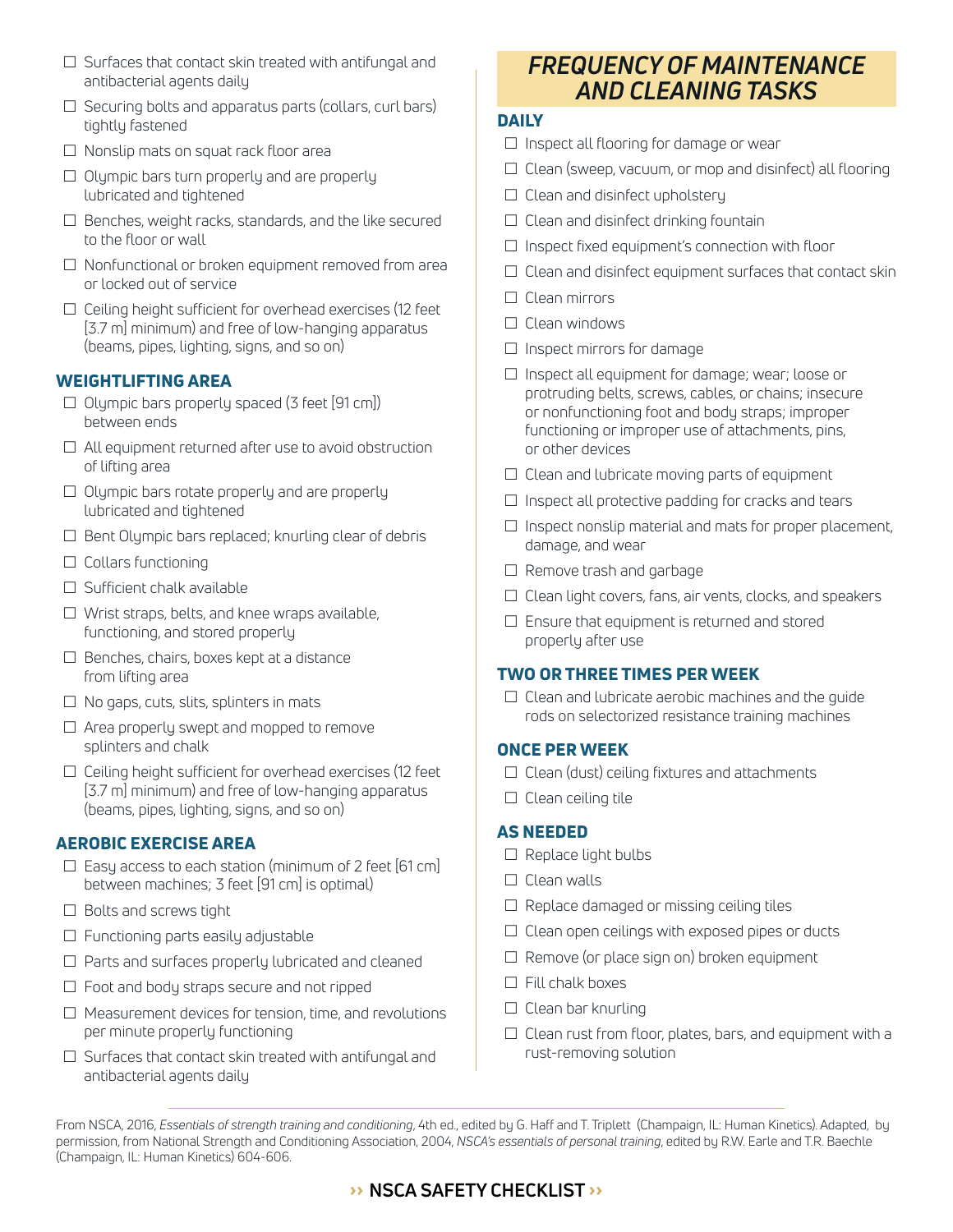- ☐ Surfaces that contact skin treated with antifungal and antibacterial agents daily
- ☐ Securing bolts and apparatus parts (collars, curl bars) tightly fastened
- ☐ Nonslip mats on squat rack floor area
- ☐ Olympic bars turn properly and are properly lubricated and tightened
- ☐ Benches, weight racks, standards, and the like secured to the floor or wall
- ☐ Nonfunctional or broken equipment removed from area or locked out of service
- ☐ Ceiling height sufficient for overhead exercises (12 feet [3.7 m] minimum) and free of low-hanging apparatus (beams, pipes, lighting, signs, and so on)

## WEIGHTLIFTING AREA

- ☐ Olympic bars properly spaced (3 feet [91 cm]) between ends
- ☐ All equipment returned after use to avoid obstruction of lifting area
- ☐ Olympic bars rotate properly and are properly lubricated and tightened
- ☐ Bent Olympic bars replaced; knurling clear of debris
- ☐ Collars functioning
- ☐ Sufficient chalk available
- ☐ Wrist straps, belts, and knee wraps available, functioning, and stored properly
- ☐ Benches, chairs, boxes kept at a distance from lifting area
- ☐ No gaps, cuts, slits, splinters in mats
- ☐ Area properly swept and mopped to remove splinters and chalk
- ☐ Ceiling height sufficient for overhead exercises (12 feet [3.7 m] minimum) and free of low-hanging apparatus (beams, pipes, lighting, signs, and so on)

## AEROBIC EXERCISE AREA

- ☐ Easy access to each station (minimum of 2 feet [61 cm] between machines; 3 feet [91 cm] is optimal)
- ☐ Bolts and screws tight
- ☐ Functioning parts easily adjustable
- ☐ Parts and surfaces properly lubricated and cleaned
- ☐ Foot and body straps secure and not ripped
- ☐ Measurement devices for tension, time, and revolutions per minute properly functioning
- ☐ Surfaces that contact skin treated with antifungal and antibacterial agents daily

# FREQUENCY OF MAINTENANCE AND CLEANING TASKS

## DAILY

- ☐ Inspect all flooring for damage or wear
- ☐ Clean (sweep, vacuum, or mop and disinfect) all flooring
- ☐ Clean and disinfect upholstery
- ☐ Clean and disinfect drinking fountain
- ☐ Inspect fixed equipment's connection with floor
- ☐ Clean and disinfect equipment surfaces that contact skin
- ☐ Clean mirrors
- ☐ Clean windows
- ☐ Inspect mirrors for damage
- ☐ Inspect all equipment for damage; wear; loose or protruding belts, screws, cables, or chains; insecure or nonfunctioning foot and body straps; improper functioning or improper use of attachments, pins, or other devices
- ☐ Clean and lubricate moving parts of equipment
- ☐ Inspect all protective padding for cracks and tears
- ☐ Inspect nonslip material and mats for proper placement, damage, and wear
- ☐ Remove trash and garbage
- ☐ Clean light covers, fans, air vents, clocks, and speakers
- ☐ Ensure that equipment is returned and stored properly after use

## TWO OR THREE TIMES PER WEEK

- ☐ Clean and lubricate aerobic machines and the guide rods on selectorized resistance training machines

## ONCE PER WEEK

- ☐ Clean (dust) ceiling fixtures and attachments
- ☐ Clean ceiling tile

## AS NEEDED

- ☐ Replace light bulbs
- ☐ Clean walls
- ☐ Replace damaged or missing ceiling tiles
- ☐ Clean open ceilings with exposed pipes or ducts
- ☐ Remove (or place sign on) broken equipment
- ☐ Fill chalk boxes
- ☐ Clean bar knurling
- ☐ Clean rust from floor, plates, bars, and equipment with a rust-removing solution

From NSCA, 2016, *Essentials of strength training and conditioning*, 4th ed., edited by G. Haff and T. Triplett (Champaign, IL: Human Kinetics). Adapted, by permission, from National Strength and Conditioning Association, 2004, *NSCA's essentials of personal training*, edited by R.W. Earle and T.R. Baechle (Champaign, IL: Human Kinetics) 604-606.